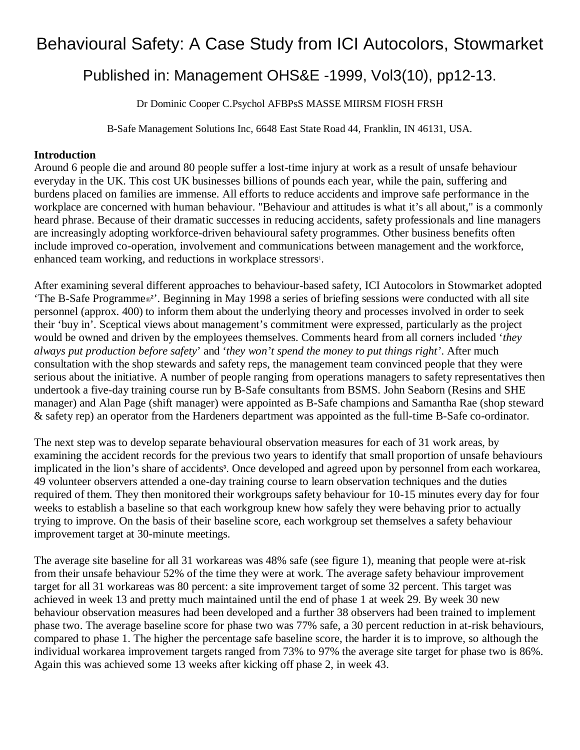# Behavioural Safety: A Case Study from ICI Autocolors, Stowmarket

## Published in: Management OHS&E -1999, Vol3(10), pp12-13.

Dr Dominic Cooper C.Psychol AFBPsS MASSE MIIRSM FIOSH FRSH

B-Safe Management Solutions Inc, 6648 East State Road 44, Franklin, IN 46131, USA.

**Introduction**

Around 6 people die and around 80 people suffer a lost-time injury at work as a result of unsafe behaviour everyday in the UK. This cost UK businesses billions of pounds each year, while the pain, suffering and burdens placed on families are immense. All efforts to reduce accidents and improve safe performance in the workplace are concerned with human behaviour. "Behaviour and attitudes is what it's all about," is a commonly heard phrase. Because of their dramatic successes in reducing accidents, safety professionals and line managers are increasingly adopting workforce-driven behavioural safety programmes. Other business benefits often include improved co-operation, involvement and communications between management and the workforce, enhanced team working, and reductions in workplace stressors[1].

After examining several different approaches to behaviour-based safety, ICI Autocolors in Stowmarket adopted 'The B-Safe Programme®[2]'. Beginning in May 1998 a series of briefing sessions were conducted with all site personnel (approx. 400) to inform them about the underlying theory and processes involved in order to seek their 'buy in'. Sceptical views about management's commitment were expressed, particularly as the project would be owned and driven by the employees themselves. Comments heard from all corners included '*they always put production before safety*' and '*they won't spend the money to put things right*'. After much consultation with the shop stewards and safety reps, the management team convinced people that they were serious about the initiative. A number of people ranging from operations managers to safety representatives then undertook a five-day training course run by B-Safe consultants from BSMS. John Seaborn (Resins and SHE manager) and Alan Page (shift manager) were appointed as B-Safe champions and Samantha Rae (shop steward & safety rep) an operator from the Hardeners department was appointed as the full-time B-Safe co-ordinator.

The next step was to develop separate behavioural observation measures for each of 31 work areas, by examining the accident records for the previous two years to identify that small proportion of unsafe behaviours implicated in the lion's share of accidents[3]. Once developed and agreed upon by personnel from each workarea, 49 volunteer observers attended a one-day training course to learn observation techniques and the duties required of them. They then monitored their workgroups safety behaviour for 10-15 minutes every day for four weeks to establish a baseline so that each workgroup knew how safely they were behaving prior to actually trying to improve. On the basis of their baseline score, each workgroup set themselves a safety behaviour improvement target at 30-minute meetings.

The average site baseline for all 31 workareas was 48% safe (see figure 1), meaning that people were at-risk from their unsafe behaviour 52% of the time they were at work. The average safety behaviour improvement target for all 31 workareas was 80 percent: a site improvement target of some 32 percent. This target was achieved in week 13 and pretty much maintained until the end of phase 1 at week 29. By week 30 new behaviour observation measures had been developed and a further 38 observers had been trained to implement phase two. The average baseline score for phase two was 77% safe, a 30 percent reduction in at-risk behaviours, compared to phase 1. The higher the percentage safe baseline score, the harder it is to improve, so although the individual workarea improvement targets ranged from 73% to 97% the average site target for phase two is 86%. Again this was achieved some 13 weeks after kicking off phase 2, in week 43.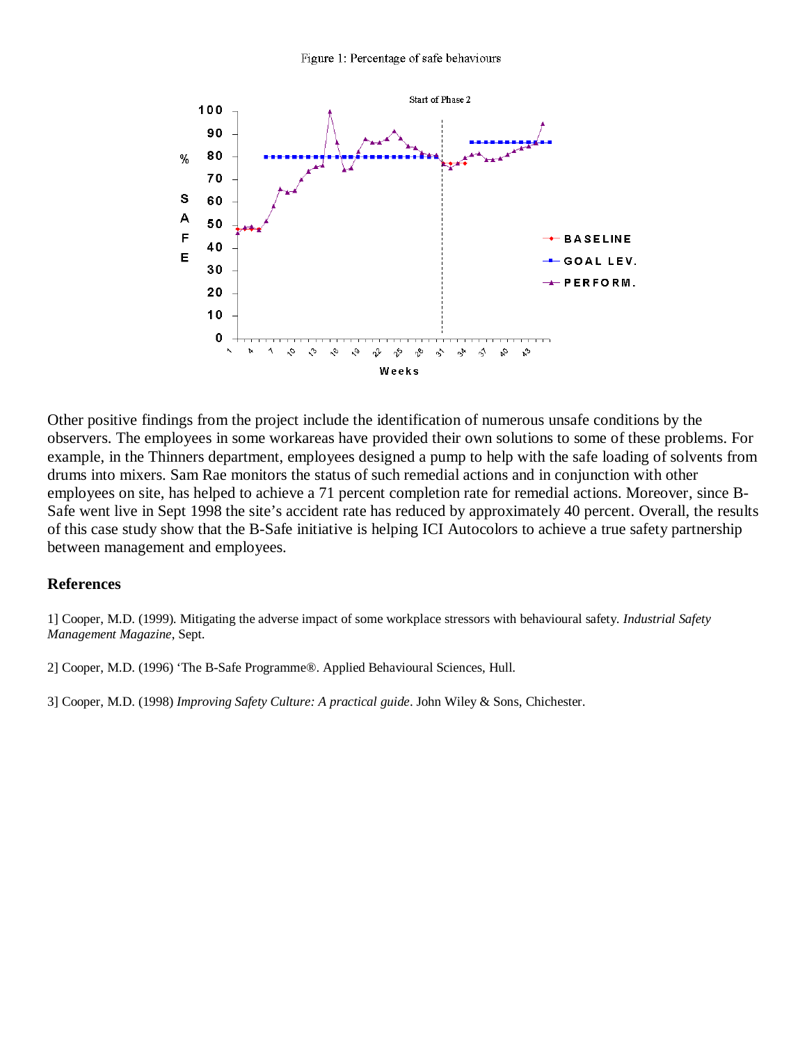Figure 1: Percentage of safe behaviours

Start of Phase 2

100
90
80
70
60
50
40
30
20
10
0

% SAFE

1 4 7 10 13 16 19 22 25 28 31 34 37 40 43

Weeks

BASELINE
GOAL LEV.
PERFORM.

Other positive findings from the project include the identification of numerous unsafe conditions by the observers. The employees in some workareas have provided their own solutions to some of these problems. For example, in the Thinners department, employees designed a pump to help with the safe loading of solvents from drums into mixers. Sam Rae monitors the status of such remedial actions and in conjunction with other employees on site, has helped to achieve a 71 percent completion rate for remedial actions. Moreover, since B-Safe went live in Sept 1998 the site's accident rate has reduced by approximately 40 percent. Overall, the results of this case study show that the B-Safe initiative is helping ICI Autocolors to achieve a true safety partnership between management and employees.

## References

1] Cooper, M.D. (1999). Mitigating the adverse impact of some workplace stressors with behavioural safety. *Industrial Safety Management Magazine*, Sept.

2] Cooper, M.D. (1996) 'The B-Safe Programme®. Applied Behavioural Sciences, Hull.

3] Cooper, M.D. (1998) *Improving Safety Culture: A practical guide*. John Wiley & Sons, Chichester.